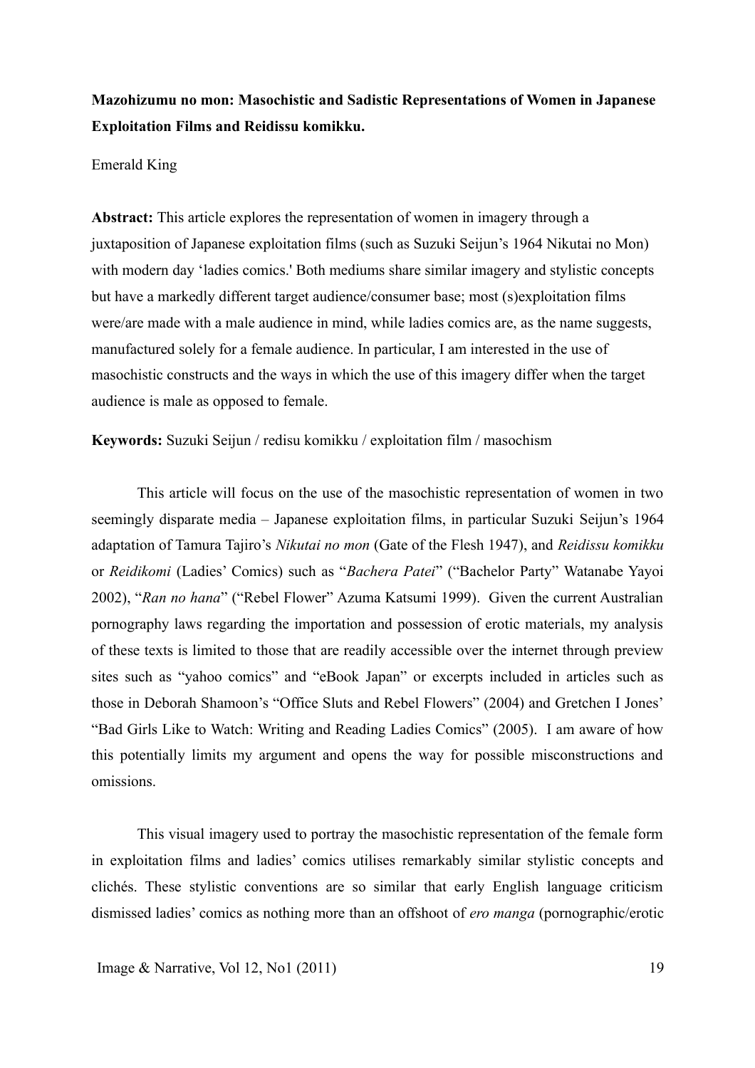**Mazohizumu no mon: Masochistic and Sadistic Representations of Women in Japanese Exploitation Films and Reidissu komikku.**

Emerald King

**Abstract:** This article explores the representation of women in imagery through a juxtaposition of Japanese exploitation films (such as Suzuki Seijun's 1964 Nikutai no Mon) with modern day 'ladies comics.' Both mediums share similar imagery and stylistic concepts but have a markedly different target audience/consumer base; most (s)exploitation films were/are made with a male audience in mind, while ladies comics are, as the name suggests, manufactured solely for a female audience. In particular, I am interested in the use of masochistic constructs and the ways in which the use of this imagery differ when the target audience is male as opposed to female.

**Keywords:** Suzuki Seijun / redisu komikku / exploitation film / masochism

This article will focus on the use of the masochistic representation of women in two seemingly disparate media – Japanese exploitation films, in particular Suzuki Seijun's 1964 adaptation of Tamura Tajiro's *Nikutai no mon* (Gate of the Flesh 1947), and *Reidissu komikku* or *Reidikomi* (Ladies' Comics) such as "*Bachera Patei*" ("Bachelor Party" Watanabe Yayoi 2002), "*Ran no hana*" ("Rebel Flower" Azuma Katsumi 1999). Given the current Australian pornography laws regarding the importation and possession of erotic materials, my analysis of these texts is limited to those that are readily accessible over the internet through preview sites such as "yahoo comics" and "eBook Japan" or excerpts included in articles such as those in Deborah Shamoon's "Office Sluts and Rebel Flowers" (2004) and Gretchen I Jones' "Bad Girls Like to Watch: Writing and Reading Ladies Comics" (2005). I am aware of how this potentially limits my argument and opens the way for possible misconstructions and omissions.

This visual imagery used to portray the masochistic representation of the female form in exploitation films and ladies' comics utilises remarkably similar stylistic concepts and clichés. These stylistic conventions are so similar that early English language criticism dismissed ladies' comics as nothing more than an offshoot of *ero manga* (pornographic/erotic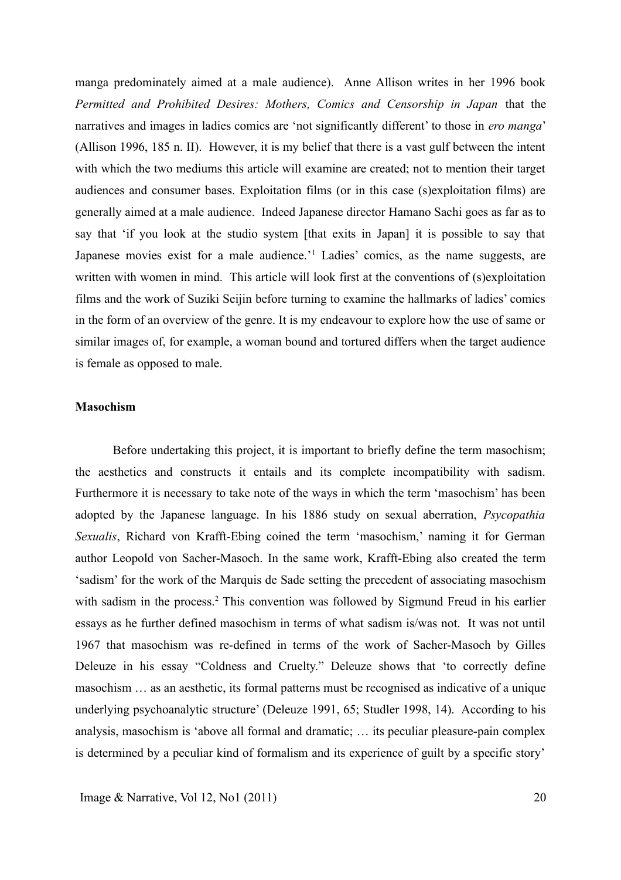manga predominately aimed at a male audience). Anne Allison writes in her 1996 book *Permitted and Prohibited Desires: Mothers, Comics and Censorship in Japan* that the narratives and images in ladies comics are 'not significantly different' to those in *ero manga*' (Allison 1996, 185 n. II). However, it is my belief that there is a vast gulf between the intent with which the two mediums this article will examine are created; not to mention their target audiences and consumer bases. Exploitation films (or in this case (s)exploitation films) are generally aimed at a male audience. Indeed Japanese director Hamano Sachi goes as far as to say that 'if you look at the studio system [that exits in Japan] it is possible to say that Japanese movies exist for a male audience.'[1] Ladies' comics, as the name suggests, are written with women in mind. This article will look first at the conventions of (s)exploitation films and the work of Suziki Seijin before turning to examine the hallmarks of ladies' comics in the form of an overview of the genre. It is my endeavour to explore how the use of same or similar images of, for example, a woman bound and tortured differs when the target audience is female as opposed to male.

**Masochism**

Before undertaking this project, it is important to briefly define the term masochism; the aesthetics and constructs it entails and its complete incompatibility with sadism. Furthermore it is necessary to take note of the ways in which the term 'masochism' has been adopted by the Japanese language. In his 1886 study on sexual aberration, *Psycopathia Sexualis*, Richard von Krafft-Ebing coined the term 'masochism,' naming it for German author Leopold von Sacher-Masoch. In the same work, Krafft-Ebing also created the term 'sadism' for the work of the Marquis de Sade setting the precedent of associating masochism with sadism in the process.[2] This convention was followed by Sigmund Freud in his earlier essays as he further defined masochism in terms of what sadism is/was not. It was not until 1967 that masochism was re-defined in terms of the work of Sacher-Masoch by Gilles Deleuze in his essay "Coldness and Cruelty." Deleuze shows that 'to correctly define masochism … as an aesthetic, its formal patterns must be recognised as indicative of a unique underlying psychoanalytic structure' (Deleuze 1991, 65; Studler 1998, 14). According to his analysis, masochism is 'above all formal and dramatic; … its peculiar pleasure-pain complex is determined by a peculiar kind of formalism and its experience of guilt by a specific story'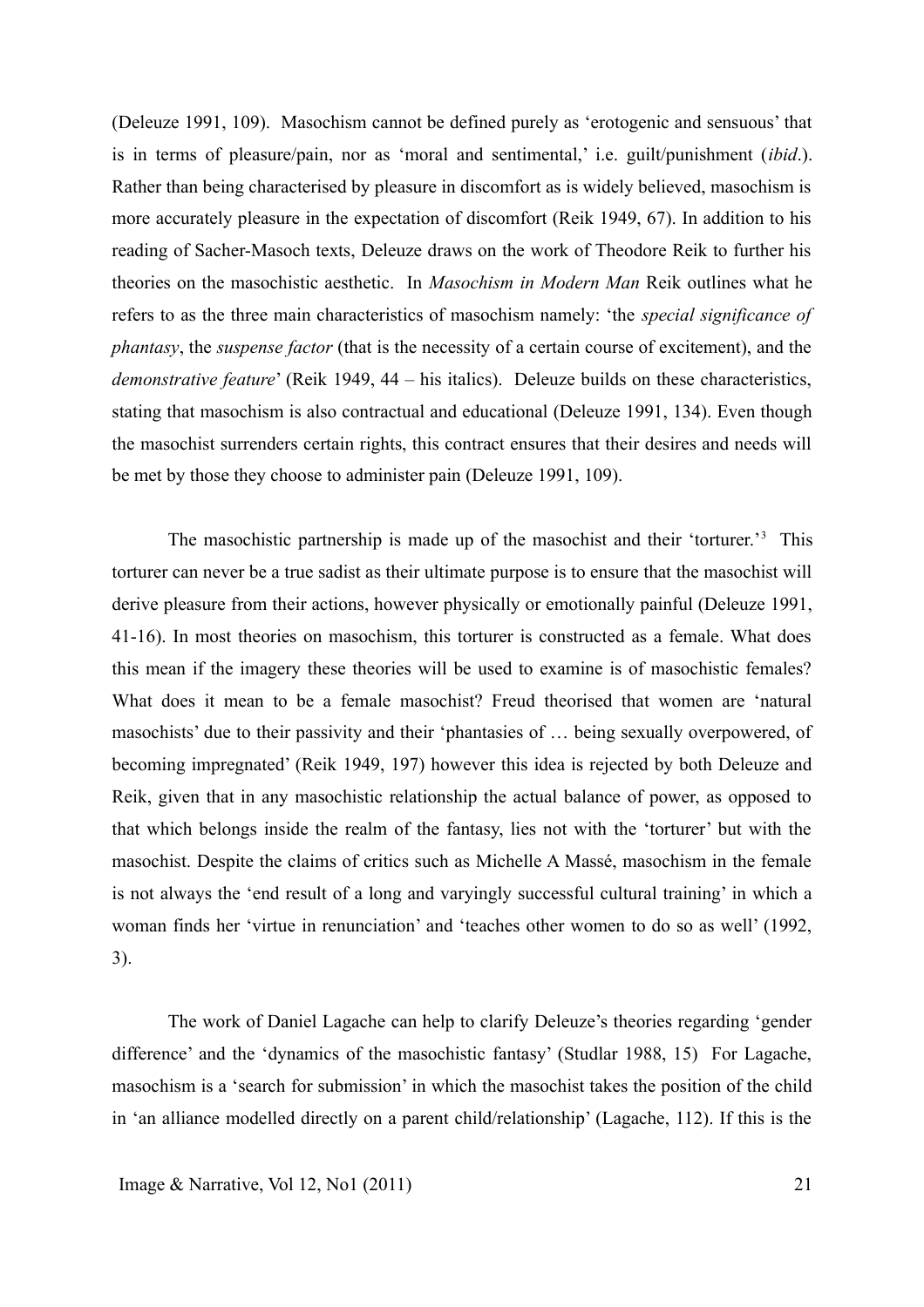(Deleuze 1991, 109). Masochism cannot be defined purely as 'erotogenic and sensuous' that is in terms of pleasure/pain, nor as 'moral and sentimental,' i.e. guilt/punishment (*ibid*.). Rather than being characterised by pleasure in discomfort as is widely believed, masochism is more accurately pleasure in the expectation of discomfort (Reik 1949, 67). In addition to his reading of Sacher-Masoch texts, Deleuze draws on the work of Theodore Reik to further his theories on the masochistic aesthetic. In *Masochism in Modern Man* Reik outlines what he refers to as the three main characteristics of masochism namely: 'the *special significance of phantasy*, the *suspense factor* (that is the necessity of a certain course of excitement), and the *demonstrative feature*' (Reik 1949, 44 – his italics). Deleuze builds on these characteristics, stating that masochism is also contractual and educational (Deleuze 1991, 134). Even though the masochist surrenders certain rights, this contract ensures that their desires and needs will be met by those they choose to administer pain (Deleuze 1991, 109).

The masochistic partnership is made up of the masochist and their 'torturer.'[3] This torturer can never be a true sadist as their ultimate purpose is to ensure that the masochist will derive pleasure from their actions, however physically or emotionally painful (Deleuze 1991, 41-16). In most theories on masochism, this torturer is constructed as a female. What does this mean if the imagery these theories will be used to examine is of masochistic females? What does it mean to be a female masochist? Freud theorised that women are 'natural masochists' due to their passivity and their 'phantasies of … being sexually overpowered, of becoming impregnated' (Reik 1949, 197) however this idea is rejected by both Deleuze and Reik, given that in any masochistic relationship the actual balance of power, as opposed to that which belongs inside the realm of the fantasy, lies not with the 'torturer' but with the masochist. Despite the claims of critics such as Michelle A Massé, masochism in the female is not always the 'end result of a long and varyingly successful cultural training' in which a woman finds her 'virtue in renunciation' and 'teaches other women to do so as well' (1992, 3).

The work of Daniel Lagache can help to clarify Deleuze's theories regarding 'gender difference' and the 'dynamics of the masochistic fantasy' (Studlar 1988, 15) For Lagache, masochism is a 'search for submission' in which the masochist takes the position of the child in 'an alliance modelled directly on a parent child/relationship' (Lagache, 112). If this is the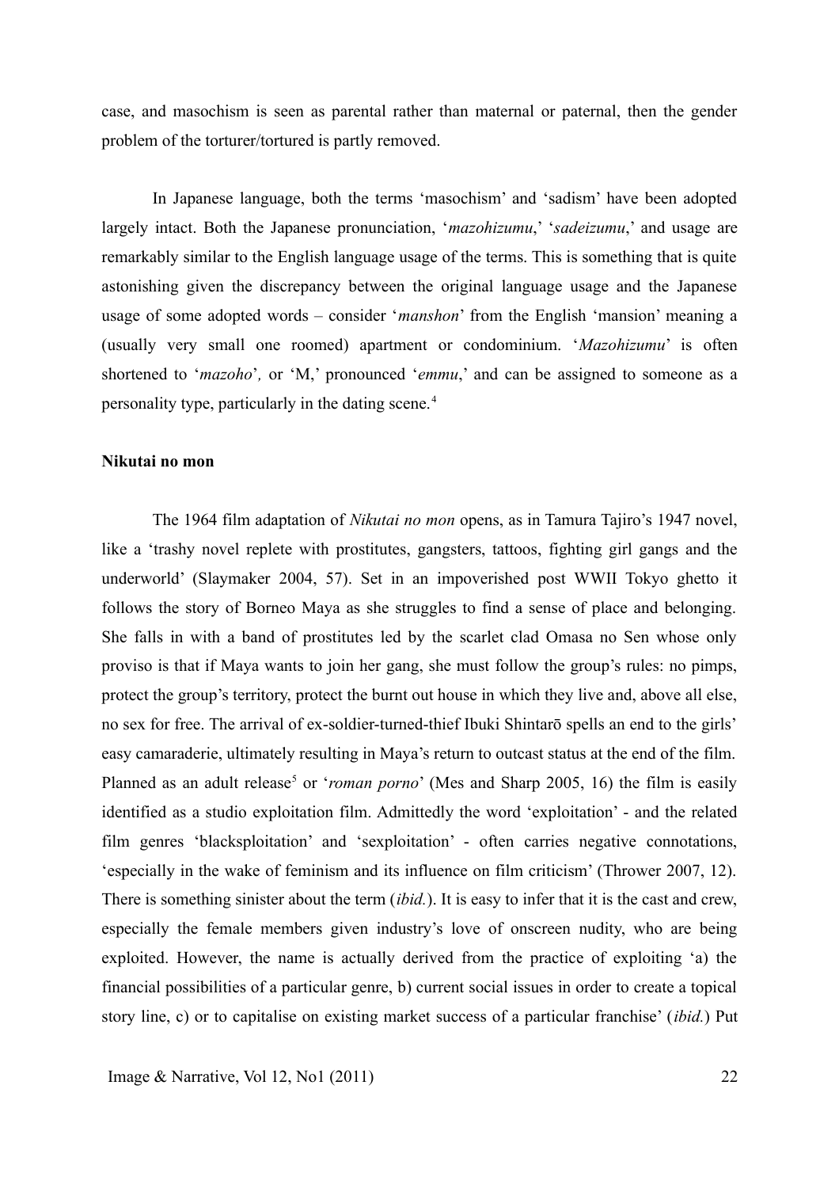case, and masochism is seen as parental rather than maternal or paternal, then the gender problem of the torturer/tortured is partly removed.

In Japanese language, both the terms 'masochism' and 'sadism' have been adopted largely intact. Both the Japanese pronunciation, '*mazohizumu*,' '*sadeizumu*,' and usage are remarkably similar to the English language usage of the terms. This is something that is quite astonishing given the discrepancy between the original language usage and the Japanese usage of some adopted words – consider '*manshon*' from the English 'mansion' meaning a (usually very small one roomed) apartment or condominium. '*Mazohizumu*' is often shortened to '*mazoho*', or 'M,' pronounced '*emmu*,' and can be assigned to someone as a personality type, particularly in the dating scene.[4]

**Nikutai no mon**

The 1964 film adaptation of *Nikutai no mon* opens, as in Tamura Tajiro's 1947 novel, like a 'trashy novel replete with prostitutes, gangsters, tattoos, fighting girl gangs and the underworld' (Slaymaker 2004, 57). Set in an impoverished post WWII Tokyo ghetto it follows the story of Borneo Maya as she struggles to find a sense of place and belonging. She falls in with a band of prostitutes led by the scarlet clad Omasa no Sen whose only proviso is that if Maya wants to join her gang, she must follow the group's rules: no pimps, protect the group's territory, protect the burnt out house in which they live and, above all else, no sex for free. The arrival of ex-soldier-turned-thief Ibuki Shintarō spells an end to the girls' easy camaraderie, ultimately resulting in Maya's return to outcast status at the end of the film. Planned as an adult release[5] or '*roman porno*' (Mes and Sharp 2005, 16) the film is easily identified as a studio exploitation film. Admittedly the word 'exploitation' - and the related film genres 'blacksploitation' and 'sexploitation' - often carries negative connotations, 'especially in the wake of feminism and its influence on film criticism' (Thrower 2007, 12). There is something sinister about the term (*ibid.*). It is easy to infer that it is the cast and crew, especially the female members given industry's love of onscreen nudity, who are being exploited. However, the name is actually derived from the practice of exploiting 'a) the financial possibilities of a particular genre, b) current social issues in order to create a topical story line, c) or to capitalise on existing market success of a particular franchise' (*ibid.*) Put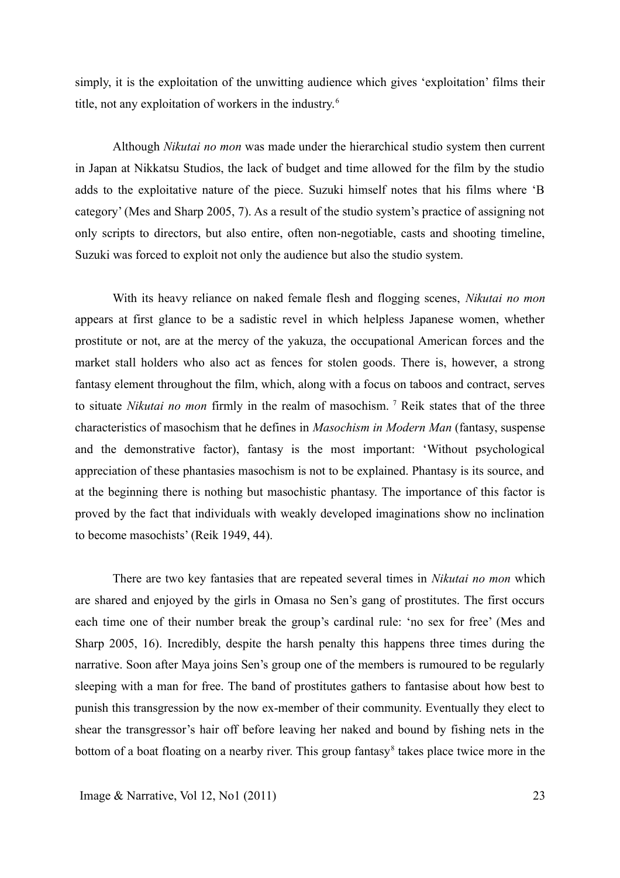simply, it is the exploitation of the unwitting audience which gives 'exploitation' films their title, not any exploitation of workers in the industry.[6]

Although *Nikutai no mon* was made under the hierarchical studio system then current in Japan at Nikkatsu Studios, the lack of budget and time allowed for the film by the studio adds to the exploitative nature of the piece. Suzuki himself notes that his films where 'B category' (Mes and Sharp 2005, 7). As a result of the studio system's practice of assigning not only scripts to directors, but also entire, often non-negotiable, casts and shooting timeline, Suzuki was forced to exploit not only the audience but also the studio system.

With its heavy reliance on naked female flesh and flogging scenes, *Nikutai no mon* appears at first glance to be a sadistic revel in which helpless Japanese women, whether prostitute or not, are at the mercy of the yakuza, the occupational American forces and the market stall holders who also act as fences for stolen goods. There is, however, a strong fantasy element throughout the film, which, along with a focus on taboos and contract, serves to situate *Nikutai no mon* firmly in the realm of masochism. [7] Reik states that of the three characteristics of masochism that he defines in *Masochism in Modern Man* (fantasy, suspense and the demonstrative factor), fantasy is the most important: 'Without psychological appreciation of these phantasies masochism is not to be explained. Phantasy is its source, and at the beginning there is nothing but masochistic phantasy. The importance of this factor is proved by the fact that individuals with weakly developed imaginations show no inclination to become masochists' (Reik 1949, 44).

There are two key fantasies that are repeated several times in *Nikutai no mon* which are shared and enjoyed by the girls in Omasa no Sen's gang of prostitutes. The first occurs each time one of their number break the group's cardinal rule: 'no sex for free' (Mes and Sharp 2005, 16). Incredibly, despite the harsh penalty this happens three times during the narrative. Soon after Maya joins Sen's group one of the members is rumoured to be regularly sleeping with a man for free. The band of prostitutes gathers to fantasise about how best to punish this transgression by the now ex-member of their community. Eventually they elect to shear the transgressor's hair off before leaving her naked and bound by fishing nets in the bottom of a boat floating on a nearby river. This group fantasy[8] takes place twice more in the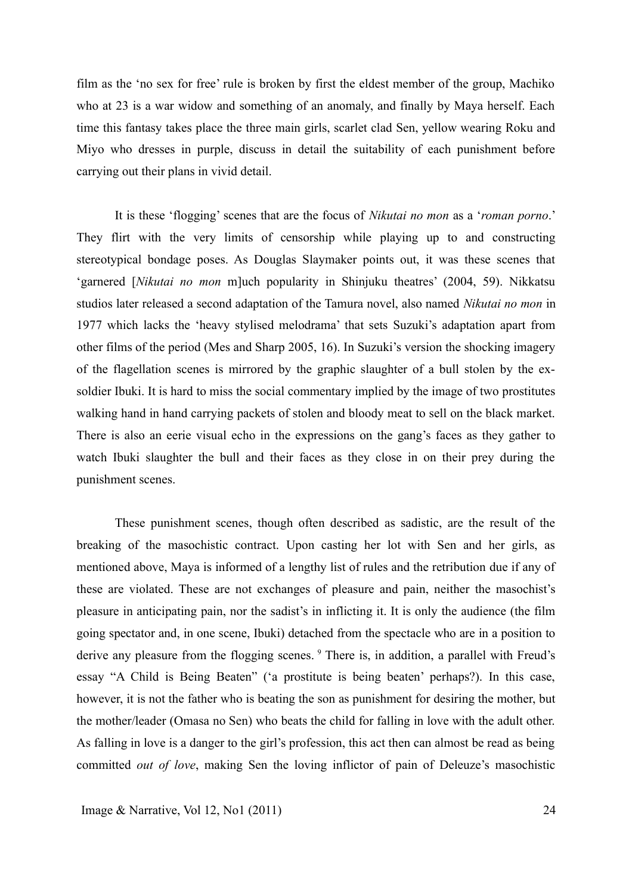film as the 'no sex for free' rule is broken by first the eldest member of the group, Machiko who at 23 is a war widow and something of an anomaly, and finally by Maya herself. Each time this fantasy takes place the three main girls, scarlet clad Sen, yellow wearing Roku and Miyo who dresses in purple, discuss in detail the suitability of each punishment before carrying out their plans in vivid detail.

It is these 'flogging' scenes that are the focus of *Nikutai no mon* as a '*roman porno*.' They flirt with the very limits of censorship while playing up to and constructing stereotypical bondage poses. As Douglas Slaymaker points out, it was these scenes that 'garnered [*Nikutai no mon* m]uch popularity in Shinjuku theatres' (2004, 59). Nikkatsu studios later released a second adaptation of the Tamura novel, also named *Nikutai no mon* in 1977 which lacks the 'heavy stylised melodrama' that sets Suzuki's adaptation apart from other films of the period (Mes and Sharp 2005, 16). In Suzuki's version the shocking imagery of the flagellation scenes is mirrored by the graphic slaughter of a bull stolen by the ex-soldier Ibuki. It is hard to miss the social commentary implied by the image of two prostitutes walking hand in hand carrying packets of stolen and bloody meat to sell on the black market. There is also an eerie visual echo in the expressions on the gang's faces as they gather to watch Ibuki slaughter the bull and their faces as they close in on their prey during the punishment scenes.

These punishment scenes, though often described as sadistic, are the result of the breaking of the masochistic contract. Upon casting her lot with Sen and her girls, as mentioned above, Maya is informed of a lengthy list of rules and the retribution due if any of these are violated. These are not exchanges of pleasure and pain, neither the masochist's pleasure in anticipating pain, nor the sadist's in inflicting it. It is only the audience (the film going spectator and, in one scene, Ibuki) detached from the spectacle who are in a position to derive any pleasure from the flogging scenes. [9] There is, in addition, a parallel with Freud's essay "A Child is Being Beaten" ('a prostitute is being beaten' perhaps?). In this case, however, it is not the father who is beating the son as punishment for desiring the mother, but the mother/leader (Omasa no Sen) who beats the child for falling in love with the adult other. As falling in love is a danger to the girl's profession, this act then can almost be read as being committed *out of love*, making Sen the loving inflictor of pain of Deleuze's masochistic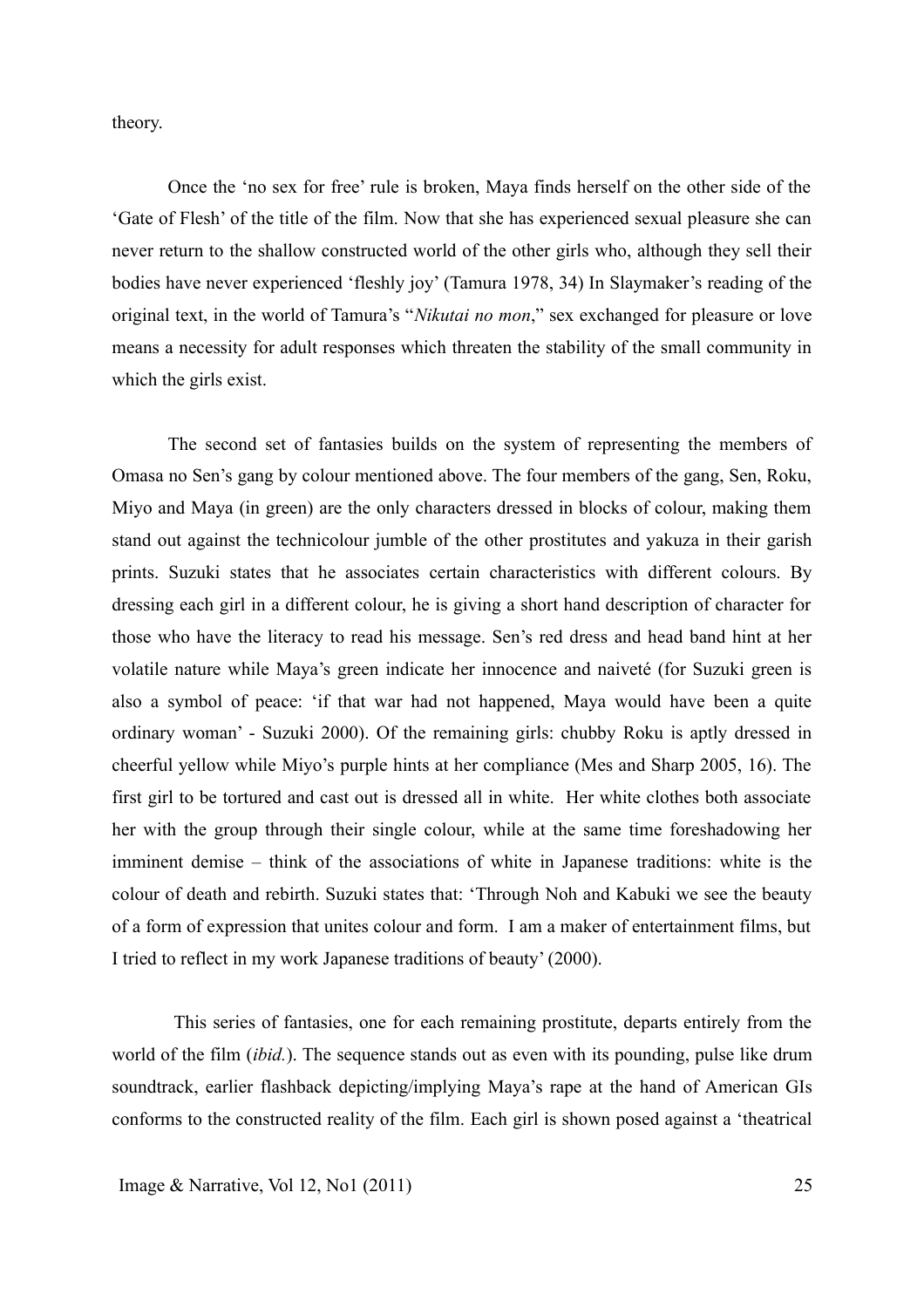theory.

Once the 'no sex for free' rule is broken, Maya finds herself on the other side of the 'Gate of Flesh' of the title of the film. Now that she has experienced sexual pleasure she can never return to the shallow constructed world of the other girls who, although they sell their bodies have never experienced 'fleshly joy' (Tamura 1978, 34) In Slaymaker's reading of the original text, in the world of Tamura's "*Nikutai no mon*," sex exchanged for pleasure or love means a necessity for adult responses which threaten the stability of the small community in which the girls exist.

The second set of fantasies builds on the system of representing the members of Omasa no Sen's gang by colour mentioned above. The four members of the gang, Sen, Roku, Miyo and Maya (in green) are the only characters dressed in blocks of colour, making them stand out against the technicolour jumble of the other prostitutes and yakuza in their garish prints. Suzuki states that he associates certain characteristics with different colours. By dressing each girl in a different colour, he is giving a short hand description of character for those who have the literacy to read his message. Sen's red dress and head band hint at her volatile nature while Maya's green indicate her innocence and naiveté (for Suzuki green is also a symbol of peace: 'if that war had not happened, Maya would have been a quite ordinary woman' - Suzuki 2000). Of the remaining girls: chubby Roku is aptly dressed in cheerful yellow while Miyo's purple hints at her compliance (Mes and Sharp 2005, 16). The first girl to be tortured and cast out is dressed all in white. Her white clothes both associate her with the group through their single colour, while at the same time foreshadowing her imminent demise – think of the associations of white in Japanese traditions: white is the colour of death and rebirth. Suzuki states that: 'Through Noh and Kabuki we see the beauty of a form of expression that unites colour and form. I am a maker of entertainment films, but I tried to reflect in my work Japanese traditions of beauty' (2000).

This series of fantasies, one for each remaining prostitute, departs entirely from the world of the film (*ibid.*). The sequence stands out as even with its pounding, pulse like drum soundtrack, earlier flashback depicting/implying Maya's rape at the hand of American GIs conforms to the constructed reality of the film. Each girl is shown posed against a 'theatrical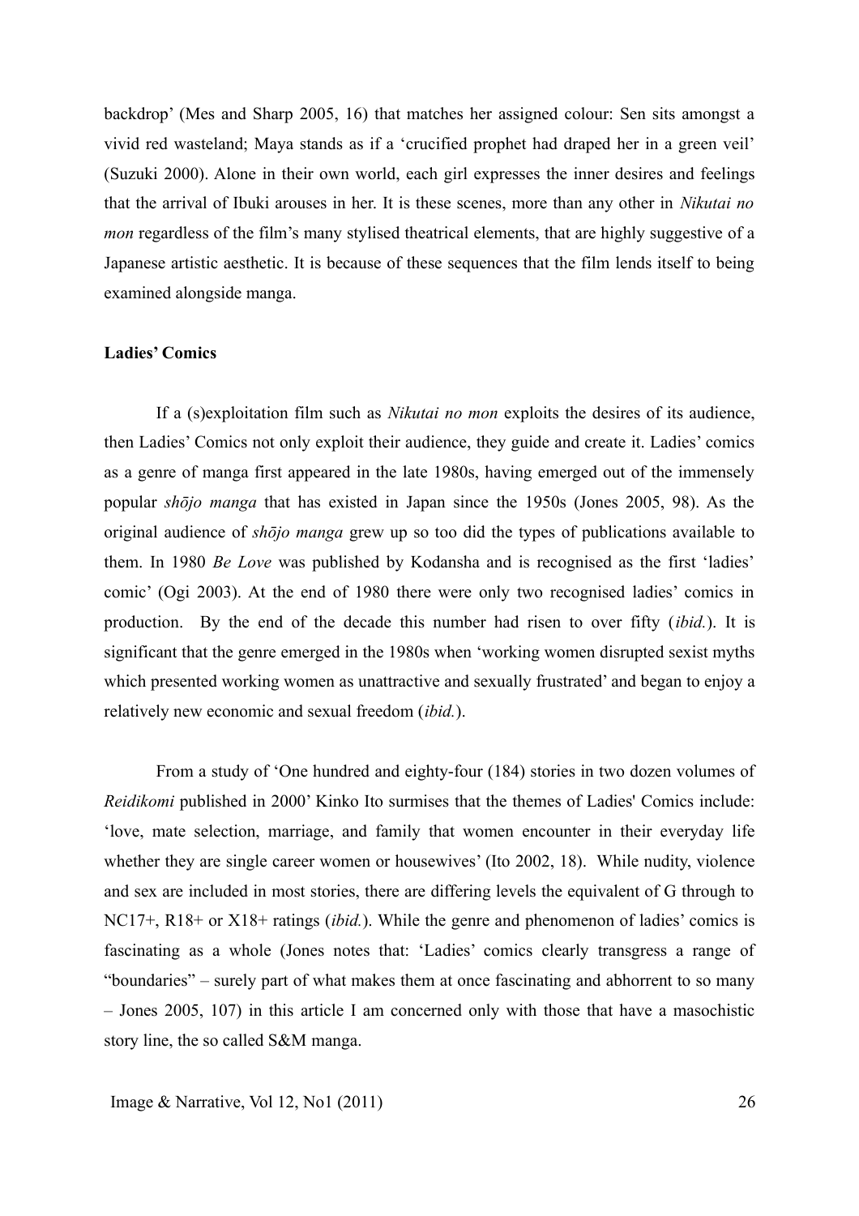backdrop' (Mes and Sharp 2005, 16) that matches her assigned colour: Sen sits amongst a vivid red wasteland; Maya stands as if a 'crucified prophet had draped her in a green veil' (Suzuki 2000). Alone in their own world, each girl expresses the inner desires and feelings that the arrival of Ibuki arouses in her. It is these scenes, more than any other in *Nikutai no mon* regardless of the film's many stylised theatrical elements, that are highly suggestive of a Japanese artistic aesthetic. It is because of these sequences that the film lends itself to being examined alongside manga.

**Ladies' Comics**

If a (s)exploitation film such as *Nikutai no mon* exploits the desires of its audience, then Ladies' Comics not only exploit their audience, they guide and create it. Ladies' comics as a genre of manga first appeared in the late 1980s, having emerged out of the immensely popular *shōjo manga* that has existed in Japan since the 1950s (Jones 2005, 98). As the original audience of *shōjo manga* grew up so too did the types of publications available to them. In 1980 *Be Love* was published by Kodansha and is recognised as the first 'ladies' comic' (Ogi 2003). At the end of 1980 there were only two recognised ladies' comics in production. By the end of the decade this number had risen to over fifty (*ibid.*). It is significant that the genre emerged in the 1980s when 'working women disrupted sexist myths which presented working women as unattractive and sexually frustrated' and began to enjoy a relatively new economic and sexual freedom (*ibid.*).

From a study of 'One hundred and eighty-four (184) stories in two dozen volumes of *Reidikomi* published in 2000' Kinko Ito surmises that the themes of Ladies' Comics include: 'love, mate selection, marriage, and family that women encounter in their everyday life whether they are single career women or housewives' (Ito 2002, 18). While nudity, violence and sex are included in most stories, there are differing levels the equivalent of G through to NC17+, R18+ or X18+ ratings (*ibid.*). While the genre and phenomenon of ladies' comics is fascinating as a whole (Jones notes that: 'Ladies' comics clearly transgress a range of "boundaries" – surely part of what makes them at once fascinating and abhorrent to so many – Jones 2005, 107) in this article I am concerned only with those that have a masochistic story line, the so called S&M manga.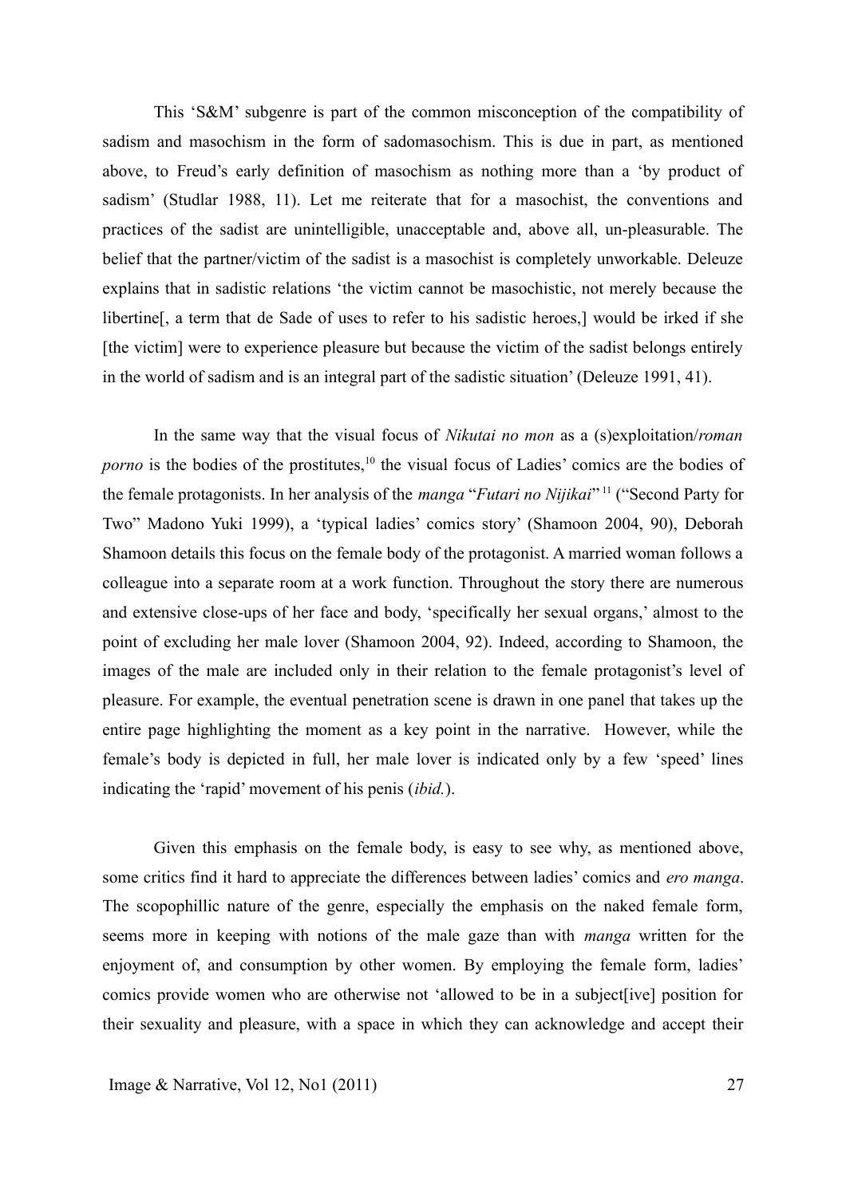This 'S&M' subgenre is part of the common misconception of the compatibility of sadism and masochism in the form of sadomasochism. This is due in part, as mentioned above, to Freud's early definition of masochism as nothing more than a 'by product of sadism' (Studlar 1988, 11). Let me reiterate that for a masochist, the conventions and practices of the sadist are unintelligible, unacceptable and, above all, un-pleasurable. The belief that the partner/victim of the sadist is a masochist is completely unworkable. Deleuze explains that in sadistic relations 'the victim cannot be masochistic, not merely because the libertine[, a term that de Sade of uses to refer to his sadistic heroes,] would be irked if she [the victim] were to experience pleasure but because the victim of the sadist belongs entirely in the world of sadism and is an integral part of the sadistic situation' (Deleuze 1991, 41).

In the same way that the visual focus of *Nikutai no mon* as a (s)exploitation/*roman porno* is the bodies of the prostitutes,[10] the visual focus of Ladies' comics are the bodies of the female protagonists. In her analysis of the *manga* "*Futari no Nijikai*"[11] ("Second Party for Two" Madono Yuki 1999), a 'typical ladies' comics story' (Shamoon 2004, 90), Deborah Shamoon details this focus on the female body of the protagonist. A married woman follows a colleague into a separate room at a work function. Throughout the story there are numerous and extensive close-ups of her face and body, 'specifically her sexual organs,' almost to the point of excluding her male lover (Shamoon 2004, 92). Indeed, according to Shamoon, the images of the male are included only in their relation to the female protagonist's level of pleasure. For example, the eventual penetration scene is drawn in one panel that takes up the entire page highlighting the moment as a key point in the narrative. However, while the female's body is depicted in full, her male lover is indicated only by a few 'speed' lines indicating the 'rapid' movement of his penis (*ibid.*).

Given this emphasis on the female body, is easy to see why, as mentioned above, some critics find it hard to appreciate the differences between ladies' comics and *ero manga*. The scopophillic nature of the genre, especially the emphasis on the naked female form, seems more in keeping with notions of the male gaze than with *manga* written for the enjoyment of, and consumption by other women. By employing the female form, ladies' comics provide women who are otherwise not 'allowed to be in a subject[ive] position for their sexuality and pleasure, with a space in which they can acknowledge and accept their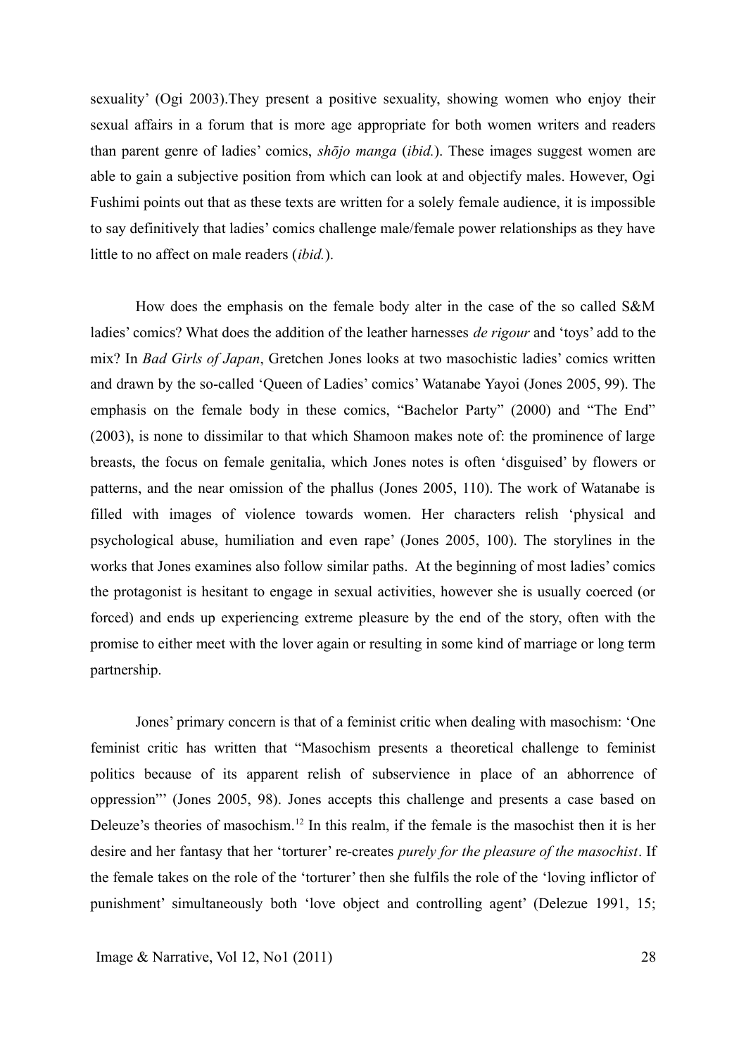sexuality' (Ogi 2003).They present a positive sexuality, showing women who enjoy their sexual affairs in a forum that is more age appropriate for both women writers and readers than parent genre of ladies' comics, *shōjo manga* (*ibid.*). These images suggest women are able to gain a subjective position from which can look at and objectify males. However, Ogi Fushimi points out that as these texts are written for a solely female audience, it is impossible to say definitively that ladies' comics challenge male/female power relationships as they have little to no affect on male readers (*ibid.*).

How does the emphasis on the female body alter in the case of the so called S&M ladies' comics? What does the addition of the leather harnesses *de rigour* and 'toys' add to the mix? In *Bad Girls of Japan*, Gretchen Jones looks at two masochistic ladies' comics written and drawn by the so-called 'Queen of Ladies' comics' Watanabe Yayoi (Jones 2005, 99). The emphasis on the female body in these comics, "Bachelor Party" (2000) and "The End" (2003), is none to dissimilar to that which Shamoon makes note of: the prominence of large breasts, the focus on female genitalia, which Jones notes is often 'disguised' by flowers or patterns, and the near omission of the phallus (Jones 2005, 110). The work of Watanabe is filled with images of violence towards women. Her characters relish 'physical and psychological abuse, humiliation and even rape' (Jones 2005, 100). The storylines in the works that Jones examines also follow similar paths. At the beginning of most ladies' comics the protagonist is hesitant to engage in sexual activities, however she is usually coerced (or forced) and ends up experiencing extreme pleasure by the end of the story, often with the promise to either meet with the lover again or resulting in some kind of marriage or long term partnership.

Jones' primary concern is that of a feminist critic when dealing with masochism: 'One feminist critic has written that "Masochism presents a theoretical challenge to feminist politics because of its apparent relish of subservience in place of an abhorrence of oppression"' (Jones 2005, 98). Jones accepts this challenge and presents a case based on Deleuze's theories of masochism.[12] In this realm, if the female is the masochist then it is her desire and her fantasy that her 'torturer' re-creates *purely for the pleasure of the masochist*. If the female takes on the role of the 'torturer' then she fulfils the role of the 'loving inflictor of punishment' simultaneously both 'love object and controlling agent' (Delezue 1991, 15;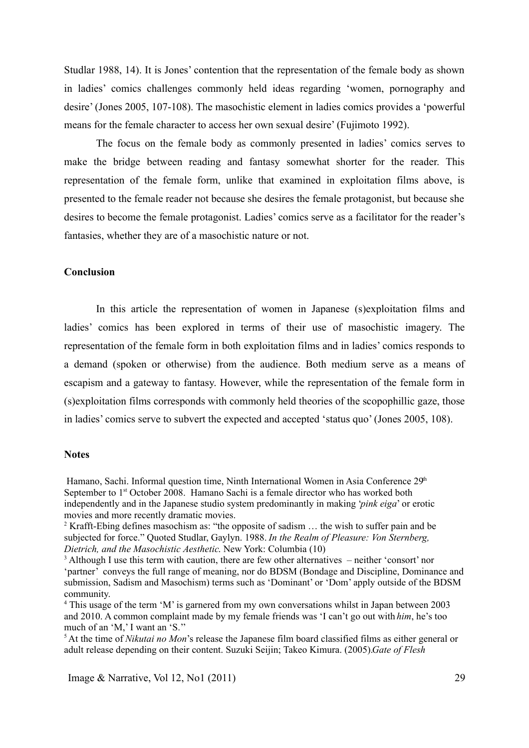Studlar 1988, 14). It is Jones' contention that the representation of the female body as shown in ladies' comics challenges commonly held ideas regarding 'women, pornography and desire' (Jones 2005, 107-108). The masochistic element in ladies comics provides a 'powerful means for the female character to access her own sexual desire' (Fujimoto 1992).

The focus on the female body as commonly presented in ladies' comics serves to make the bridge between reading and fantasy somewhat shorter for the reader. This representation of the female form, unlike that examined in exploitation films above, is presented to the female reader not because she desires the female protagonist, but because she desires to become the female protagonist. Ladies' comics serve as a facilitator for the reader's fantasies, whether they are of a masochistic nature or not.

**Conclusion**

In this article the representation of women in Japanese (s)exploitation films and ladies' comics has been explored in terms of their use of masochistic imagery. The representation of the female form in both exploitation films and in ladies' comics responds to a demand (spoken or otherwise) from the audience. Both medium serve as a means of escapism and a gateway to fantasy. However, while the representation of the female form in (s)exploitation films corresponds with commonly held theories of the scopophillic gaze, those in ladies' comics serve to subvert the expected and accepted 'status quo' (Jones 2005, 108).

**Notes**

Hamano, Sachi. Informal question time, Ninth International Women in Asia Conference 29th September to 1st October 2008. Hamano Sachi is a female director who has worked both independently and in the Japanese studio system predominantly in making '*pink eiga*' or erotic movies and more recently dramatic movies.

[2] Krafft-Ebing defines masochism as: "the opposite of sadism … the wish to suffer pain and be subjected for force." Quoted Studlar, Gaylyn. 1988. *In the Realm of Pleasure: Von Sternberg, Dietrich, and the Masochistic Aesthetic.* New York: Columbia (10)

[3] Although I use this term with caution, there are few other alternatives – neither 'consort' nor 'partner' conveys the full range of meaning, nor do BDSM (Bondage and Discipline, Dominance and submission, Sadism and Masochism) terms such as 'Dominant' or 'Dom' apply outside of the BDSM community.

[4] This usage of the term 'M' is garnered from my own conversations whilst in Japan between 2003 and 2010. A common complaint made by my female friends was 'I can't go out with *him*, he's too much of an 'M,' I want an 'S.''

[5] At the time of *Nikutai no Mon*'s release the Japanese film board classified films as either general or adult release depending on their content. Suzuki Seijin; Takeo Kimura. (2005).*Gate of Flesh*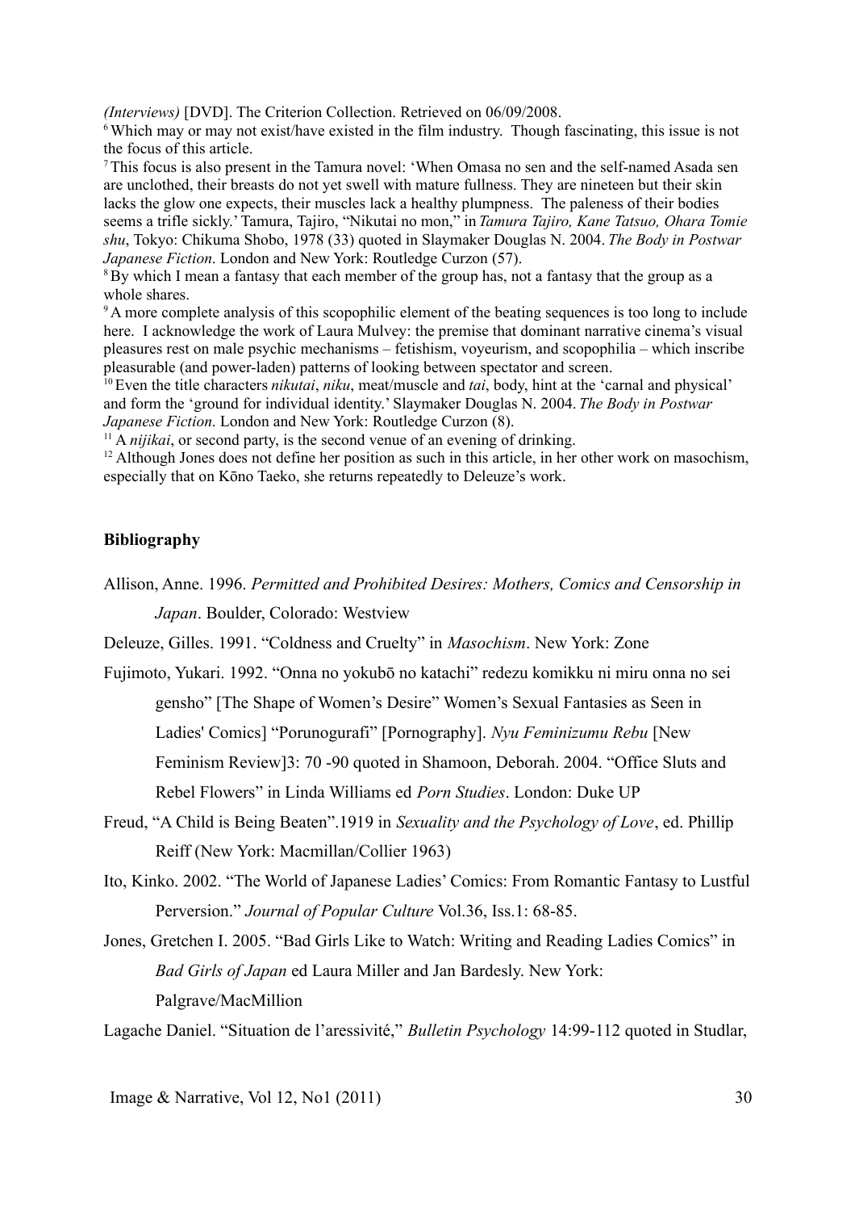*(Interviews)* [DVD]. The Criterion Collection. Retrieved on 06/09/2008.

[6] Which may or may not exist/have existed in the film industry. Though fascinating, this issue is not the focus of this article.

[7] This focus is also present in the Tamura novel: 'When Omasa no sen and the self-named Asada sen are unclothed, their breasts do not yet swell with mature fullness. They are nineteen but their skin lacks the glow one expects, their muscles lack a healthy plumpness. The paleness of their bodies seems a trifle sickly.' Tamura, Tajiro, "Nikutai no mon," in *Tamura Tajiro, Kane Tatsuo, Ohara Tomie shu*, Tokyo: Chikuma Shobo, 1978 (33) quoted in Slaymaker Douglas N. 2004. *The Body in Postwar Japanese Fiction*. London and New York: Routledge Curzon (57).

[8] By which I mean a fantasy that each member of the group has, not a fantasy that the group as a whole shares.

[9] A more complete analysis of this scopophilic element of the beating sequences is too long to include here. I acknowledge the work of Laura Mulvey: the premise that dominant narrative cinema's visual pleasures rest on male psychic mechanisms – fetishism, voyeurism, and scopophilia – which inscribe pleasurable (and power-laden) patterns of looking between spectator and screen.

[10] Even the title characters *nikutai*, *niku*, meat/muscle and *tai*, body, hint at the 'carnal and physical' and form the 'ground for individual identity.' Slaymaker Douglas N. 2004. *The Body in Postwar Japanese Fiction*. London and New York: Routledge Curzon (8).

[11] A *nijikai*, or second party, is the second venue of an evening of drinking.

[12] Although Jones does not define her position as such in this article, in her other work on masochism, especially that on Kōno Taeko, she returns repeatedly to Deleuze's work.

**Bibliography**

Allison, Anne. 1996. *Permitted and Prohibited Desires: Mothers, Comics and Censorship in Japan*. Boulder, Colorado: Westview

Deleuze, Gilles. 1991. "Coldness and Cruelty" in *Masochism*. New York: Zone

Fujimoto, Yukari. 1992. "Onna no yokubō no katachi" redezu komikku ni miru onna no sei gensho" [The Shape of Women's Desire" Women's Sexual Fantasies as Seen in Ladies' Comics] "Porunogurafi" [Pornography]. *Nyu Feminizumu Rebu* [New Feminism Review]3: 70 -90 quoted in Shamoon, Deborah. 2004. "Office Sluts and Rebel Flowers" in Linda Williams ed *Porn Studies*. London: Duke UP

Freud, "A Child is Being Beaten".1919 in *Sexuality and the Psychology of Love*, ed. Phillip Reiff (New York: Macmillan/Collier 1963)

Ito, Kinko. 2002. "The World of Japanese Ladies' Comics: From Romantic Fantasy to Lustful Perversion." *Journal of Popular Culture* Vol.36, Iss.1: 68-85.

Jones, Gretchen I. 2005. "Bad Girls Like to Watch: Writing and Reading Ladies Comics" in *Bad Girls of Japan* ed Laura Miller and Jan Bardesly. New York: Palgrave/MacMillion

Lagache Daniel. "Situation de l'aressivité," *Bulletin Psychology* 14:99-112 quoted in Studlar,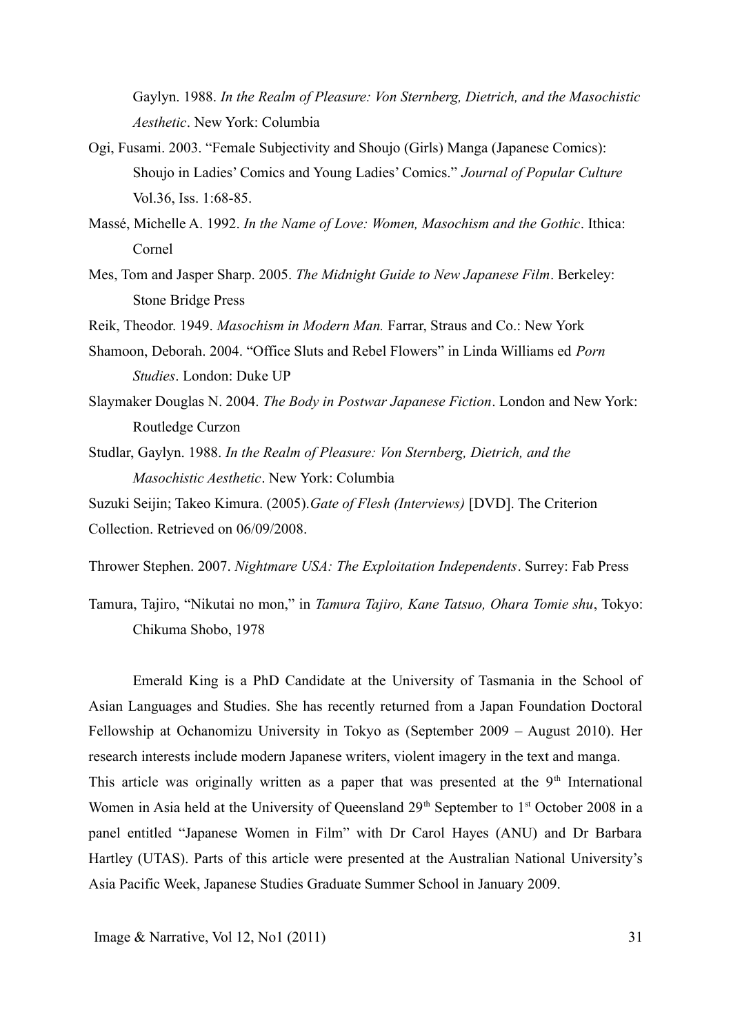Gaylyn. 1988. *In the Realm of Pleasure: Von Sternberg, Dietrich, and the Masochistic Aesthetic*. New York: Columbia

Ogi, Fusami. 2003. "Female Subjectivity and Shoujo (Girls) Manga (Japanese Comics): Shoujo in Ladies' Comics and Young Ladies' Comics." *Journal of Popular Culture* Vol.36, Iss. 1:68-85.

Massé, Michelle A. 1992. *In the Name of Love: Women, Masochism and the Gothic*. Ithica: Cornel

Mes, Tom and Jasper Sharp. 2005. *The Midnight Guide to New Japanese Film*. Berkeley: Stone Bridge Press

Reik, Theodor. 1949. *Masochism in Modern Man.* Farrar, Straus and Co.: New York

Shamoon, Deborah. 2004. "Office Sluts and Rebel Flowers" in Linda Williams ed *Porn Studies*. London: Duke UP

Slaymaker Douglas N. 2004. *The Body in Postwar Japanese Fiction*. London and New York: Routledge Curzon

Studlar, Gaylyn. 1988. *In the Realm of Pleasure: Von Sternberg, Dietrich, and the Masochistic Aesthetic*. New York: Columbia

Suzuki Seijin; Takeo Kimura. (2005).*Gate of Flesh (Interviews)* [DVD]. The Criterion Collection. Retrieved on 06/09/2008.

Thrower Stephen. 2007. *Nightmare USA: The Exploitation Independents*. Surrey: Fab Press

Tamura, Tajiro, "Nikutai no mon," in *Tamura Tajiro, Kane Tatsuo, Ohara Tomie shu*, Tokyo: Chikuma Shobo, 1978

Emerald King is a PhD Candidate at the University of Tasmania in the School of Asian Languages and Studies. She has recently returned from a Japan Foundation Doctoral Fellowship at Ochanomizu University in Tokyo as (September 2009 – August 2010). Her research interests include modern Japanese writers, violent imagery in the text and manga.

This article was originally written as a paper that was presented at the 9th International Women in Asia held at the University of Queensland 29th September to 1st October 2008 in a panel entitled "Japanese Women in Film" with Dr Carol Hayes (ANU) and Dr Barbara Hartley (UTAS). Parts of this article were presented at the Australian National University's Asia Pacific Week, Japanese Studies Graduate Summer School in January 2009.